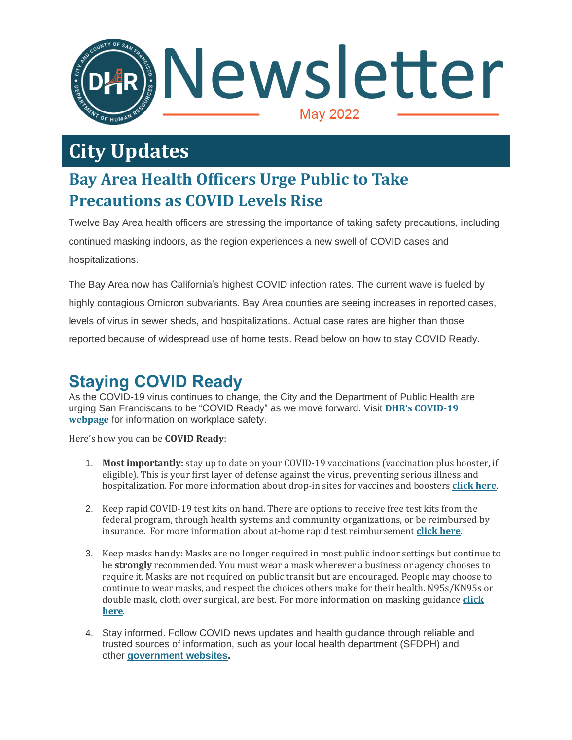# Newsletter

May 2022

# City Updates

## Bay Area Health Officers Urge Public to Take Precautions as COVID Levels Rise

Twelve Bay Area health officers are stressing the importance of taking safety precautions, including continued masking indoors, as the region experiences a new swell of COVID cases and hospitalizations.

The Bay Area now has California's highest COVID infection rates. The current wave is fueled by highly contagious Omicron subvariants. Bay Area counties are seeing increases in reported cases, levels of virus in sewer sheds, and hospitalizations. Actual case rates are higher than those reported because of widespread use of home tests. Read below on how to stay COVID Ready.

## Staying COVID Ready

As the COVID-19 virus continues to change, the City and the Department of Public Health are urging San Franciscans to be "COVID Ready" as we move forward. Visit **DHR's COVID-19 webpage** for information on workplace safety.

Here's how you can be **COVID Ready**:

1. **Most importantly:** stay up to date on your COVID-19 vaccinations (vaccination plus booster, if eligible). This is your first layer of defense against the virus, preventing serious illness and hospitalization. For more information about drop-in sites for vaccines and boosters **click here**.

2. Keep rapid COVID-19 test kits on hand. There are options to receive free test kits from the federal program, through health systems and community organizations, or be reimbursed by insurance. For more information about at-home rapid test reimbursement **click here**.

3. Keep masks handy: Masks are no longer required in most public indoor settings but continue to be **strongly** recommended. You must wear a mask wherever a business or agency chooses to require it. Masks are not required on public transit but are encouraged. People may choose to continue to wear masks, and respect the choices others make for their health. N95s/KN95s or double mask, cloth over surgical, are best. For more information on masking guidance **click here**.

4. Stay informed. Follow COVID news updates and health guidance through reliable and trusted sources of information, such as your local health department (SFDPH) and other **government websites.**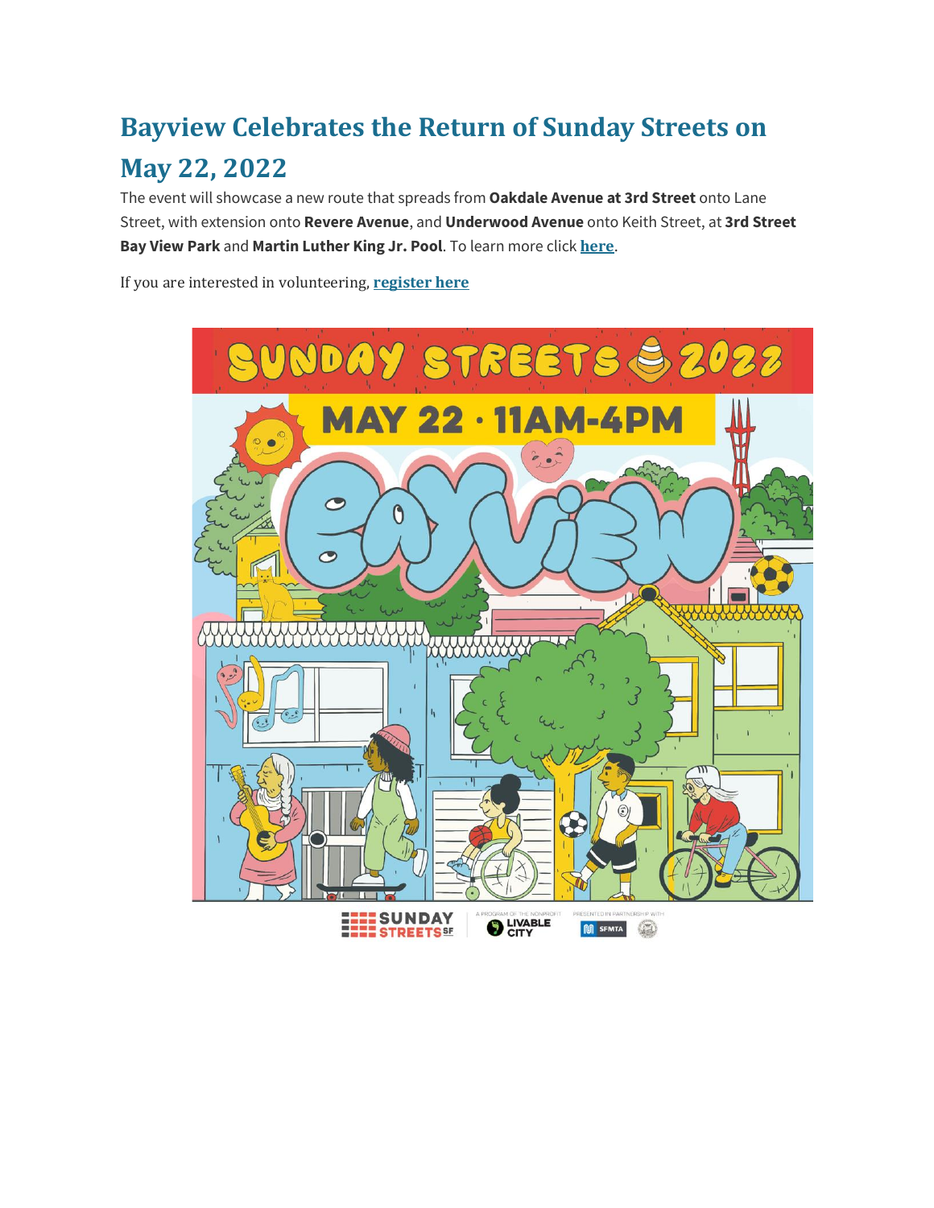## Bayview Celebrates the Return of Sunday Streets on May 22, 2022

The event will showcase a new route that spreads from **Oakdale Avenue at 3rd Street** onto Lane Street, with extension onto **Revere Avenue**, and **Underwood Avenue** onto Keith Street, at **3rd Street Bay View Park** and **Martin Luther King Jr. Pool**. To learn more click **here**.

If you are interested in volunteering, **register here**

SUNDAY STREETS 2022

MAY 22 · 11AM-4PM

BAYVIEW

SUNDAY STREETS SF

A PROGRAM OF THE NONPROFIT LIVABLE CITY

PRESENTED IN PARTNERSHIP WITH SFMTA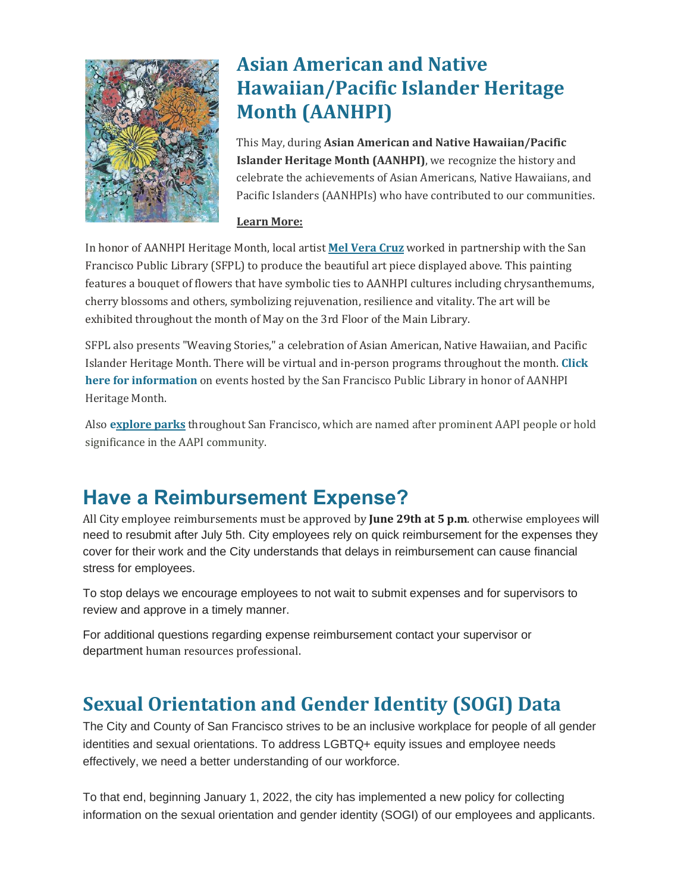## Asian American and Native Hawaiian/Pacific Islander Heritage Month (AANHPI)

This May, during **Asian American and Native Hawaiian/Pacific Islander Heritage Month (AANHPI)**, we recognize the history and celebrate the achievements of Asian Americans, Native Hawaiians, and Pacific Islanders (AANHPIs) who have contributed to our communities.

**Learn More:**

In honor of AANHPI Heritage Month, local artist **Mel Vera Cruz** worked in partnership with the San Francisco Public Library (SFPL) to produce the beautiful art piece displayed above. This painting features a bouquet of flowers that have symbolic ties to AANHPI cultures including chrysanthemums, cherry blossoms and others, symbolizing rejuvenation, resilience and vitality. The art will be exhibited throughout the month of May on the 3rd Floor of the Main Library.

SFPL also presents "Weaving Stories," a celebration of Asian American, Native Hawaiian, and Pacific Islander Heritage Month. There will be virtual and in-person programs throughout the month. **Click here for information** on events hosted by the San Francisco Public Library in honor of AANHPI Heritage Month.

Also **explore parks** throughout San Francisco, which are named after prominent AAPI people or hold significance in the AAPI community.

## Have a Reimbursement Expense?

All City employee reimbursements must be approved by **June 29th at 5 p.m**. otherwise employees will need to resubmit after July 5th. City employees rely on quick reimbursement for the expenses they cover for their work and the City understands that delays in reimbursement can cause financial stress for employees.

To stop delays we encourage employees to not wait to submit expenses and for supervisors to review and approve in a timely manner.

For additional questions regarding expense reimbursement contact your supervisor or department human resources professional.

## Sexual Orientation and Gender Identity (SOGI) Data

The City and County of San Francisco strives to be an inclusive workplace for people of all gender identities and sexual orientations. To address LGBTQ+ equity issues and employee needs effectively, we need a better understanding of our workforce.

To that end, beginning January 1, 2022, the city has implemented a new policy for collecting information on the sexual orientation and gender identity (SOGI) of our employees and applicants.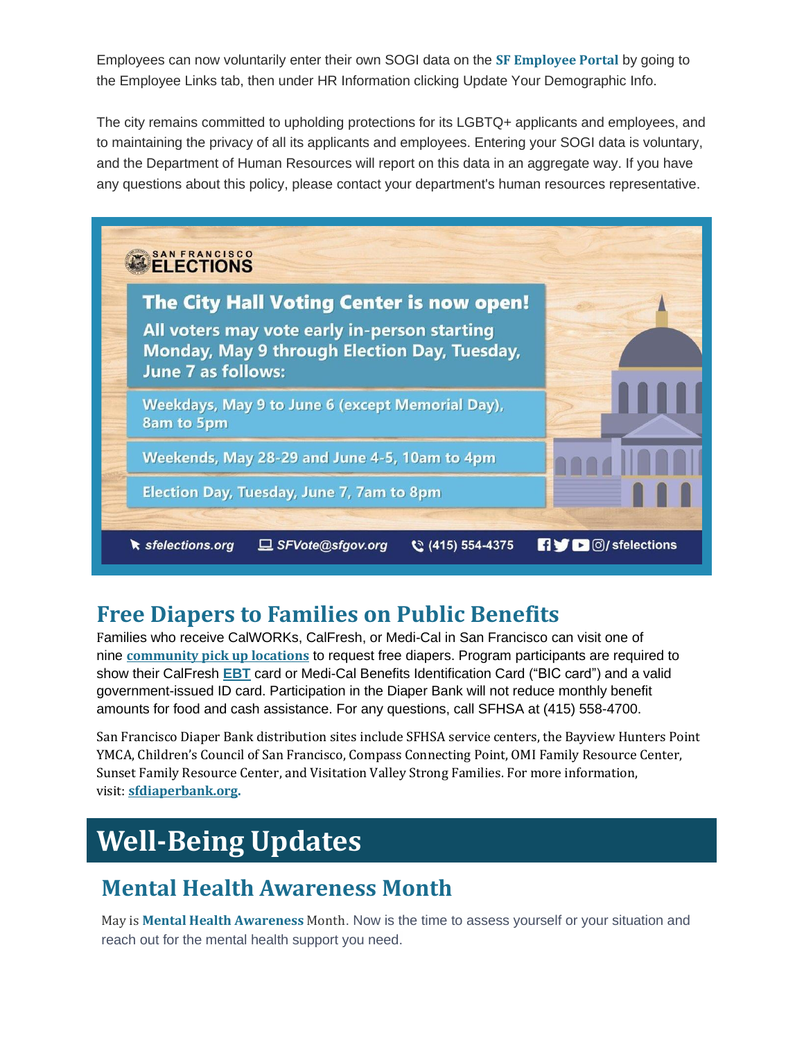Employees can now voluntarily enter their own SOGI data on the **SF Employee Portal** by going to the Employee Links tab, then under HR Information clicking Update Your Demographic Info.

The city remains committed to upholding protections for its LGBTQ+ applicants and employees, and to maintaining the privacy of all its applicants and employees. Entering your SOGI data is voluntary, and the Department of Human Resources will report on this data in an aggregate way. If you have any questions about this policy, please contact your department's human resources representative.

SAN FRANCISCO ELECTIONS

**The City Hall Voting Center is now open!**

**All voters may vote early in-person starting Monday, May 9 through Election Day, Tuesday, June 7 as follows:**

- Weekdays, May 9 to June 6 (except Memorial Day), 8am to 5pm
- Weekends, May 28-29 and June 4-5, 10am to 4pm
- Election Day, Tuesday, June 7, 7am to 8pm

sfelections.org | SFVote@sfgov.org | (415) 554-4375 | / sfelections

## Free Diapers to Families on Public Benefits

Families who receive CalWORKs, CalFresh, or Medi-Cal in San Francisco can visit one of nine **community pick up locations** to request free diapers. Program participants are required to show their CalFresh **EBT** card or Medi-Cal Benefits Identification Card ("BIC card") and a valid government-issued ID card. Participation in the Diaper Bank will not reduce monthly benefit amounts for food and cash assistance. For any questions, call SFHSA at (415) 558-4700.

San Francisco Diaper Bank distribution sites include SFHSA service centers, the Bayview Hunters Point YMCA, Children's Council of San Francisco, Compass Connecting Point, OMI Family Resource Center, Sunset Family Resource Center, and Visitation Valley Strong Families. For more information, visit: **sfdiaperbank.org**.

# Well-Being Updates

## Mental Health Awareness Month

May is **Mental Health Awareness** Month. Now is the time to assess yourself or your situation and reach out for the mental health support you need.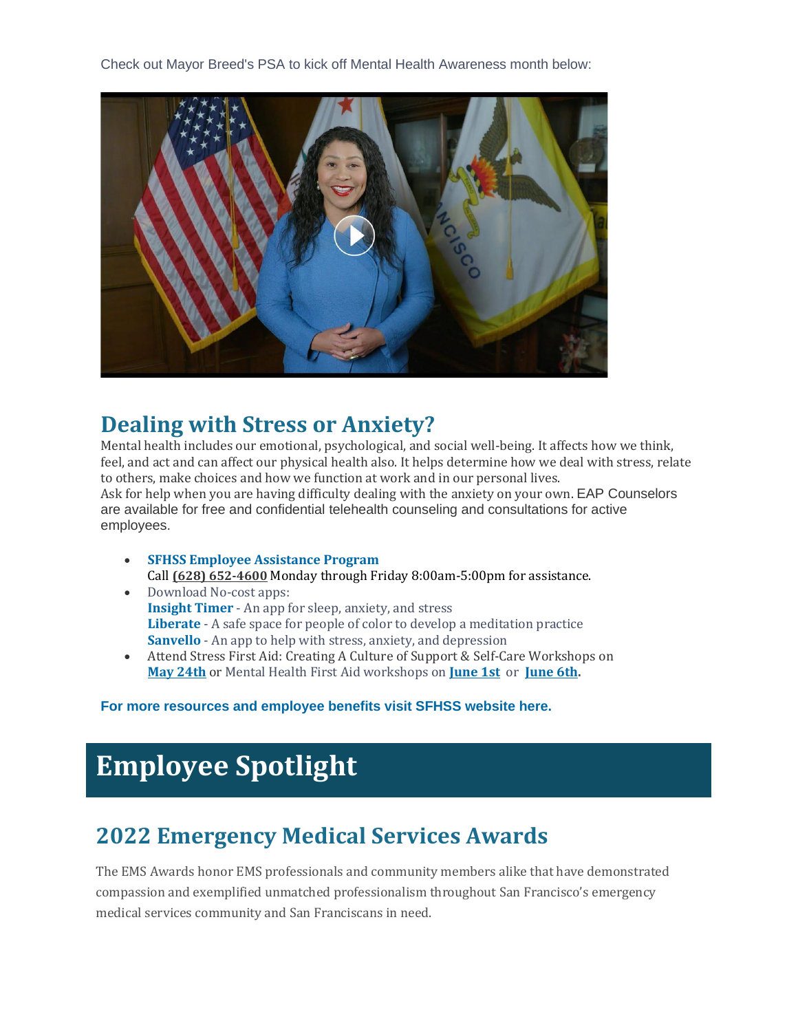Check out Mayor Breed's PSA to kick off Mental Health Awareness month below:

## Dealing with Stress or Anxiety?

Mental health includes our emotional, psychological, and social well-being. It affects how we think, feel, and act and can affect our physical health also. It helps determine how we deal with stress, relate to others, make choices and how we function at work and in our personal lives.
Ask for help when you are having difficulty dealing with the anxiety on your own. EAP Counselors are available for free and confidential telehealth counseling and consultations for active employees.

- **SFHSS Employee Assistance Program**
  Call **(628) 652-4600** Monday through Friday 8:00am-5:00pm for assistance.
- Download No-cost apps:
  **Insight Timer** - An app for sleep, anxiety, and stress
  **Liberate** - A safe space for people of color to develop a meditation practice
  **Sanvello** - An app to help with stress, anxiety, and depression
- Attend Stress First Aid: Creating A Culture of Support & Self-Care Workshops on **May 24th** or Mental Health First Aid workshops on **June 1st** or **June 6th.**

**For more resources and employee benefits visit SFHSS website here.**

# Employee Spotlight

## 2022 Emergency Medical Services Awards

The EMS Awards honor EMS professionals and community members alike that have demonstrated compassion and exemplified unmatched professionalism throughout San Francisco's emergency medical services community and San Franciscans in need.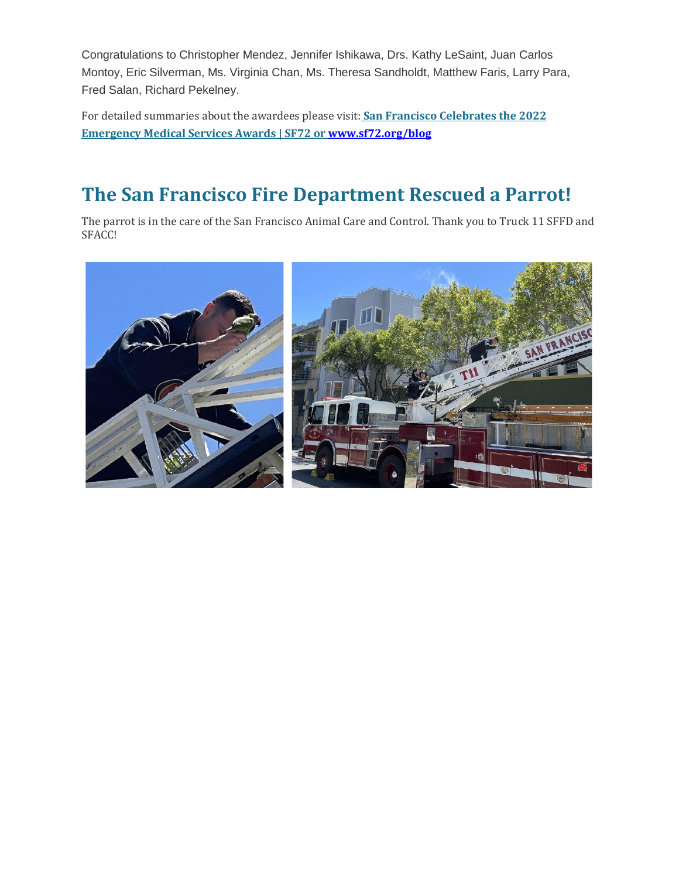Congratulations to Christopher Mendez, Jennifer Ishikawa, Drs. Kathy LeSaint, Juan Carlos Montoy, Eric Silverman, Ms. Virginia Chan, Ms. Theresa Sandholdt, Matthew Faris, Larry Para, Fred Salan, Richard Pekelney.

For detailed summaries about the awardees please visit: **San Francisco Celebrates the 2022 Emergency Medical Services Awards | SF72 or www.sf72.org/blog**

## The San Francisco Fire Department Rescued a Parrot!

The parrot is in the care of the San Francisco Animal Care and Control. Thank you to Truck 11 SFFD and SFACC!